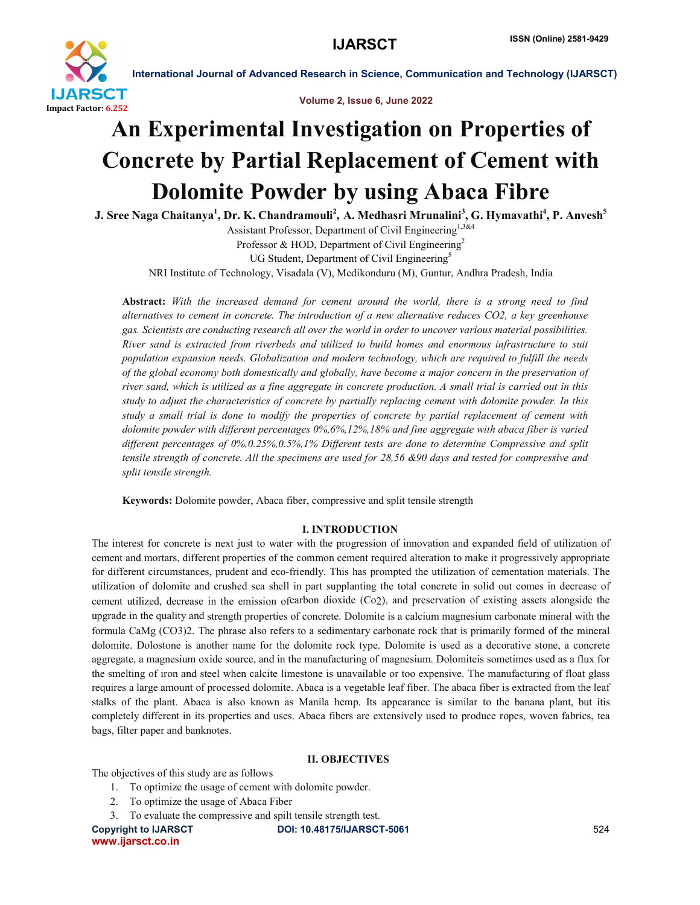# An Experimental Investigation on Properties of Concrete by Partial Replacement of Cement with Dolomite Powder by using Abaca Fibre

**J. Sree Naga Chaitanya[1], Dr. K. Chandramouli[2], A. Medhasri Mrunalini[3], G. Hymavathi[4], P. Anvesh[5]**

Assistant Professor, Department of Civil Engineering[1,3&4]
Professor & HOD, Department of Civil Engineering[2]
UG Student, Department of Civil Engineering[5]
NRI Institute of Technology, Visadala (V), Medikonduru (M), Guntur, Andhra Pradesh, India

**Abstract:** *With the increased demand for cement around the world, there is a strong need to find alternatives to cement in concrete. The introduction of a new alternative reduces CO2, a key greenhouse gas. Scientists are conducting research all over the world in order to uncover various material possibilities. River sand is extracted from riverbeds and utilized to build homes and enormous infrastructure to suit population expansion needs. Globalization and modern technology, which are required to fulfill the needs of the global economy both domestically and globally, have become a major concern in the preservation of river sand, which is utilized as a fine aggregate in concrete production. A small trial is carried out in this study to adjust the characteristics of concrete by partially replacing cement with dolomite powder. In this study a small trial is done to modify the properties of concrete by partial replacement of cement with dolomite powder with different percentages 0%,6%,12%,18% and fine aggregate with abaca fiber is varied different percentages of 0%,0.25%,0.5%,1% Different tests are done to determine Compressive and split tensile strength of concrete. All the specimens are used for 28,56 &90 days and tested for compressive and split tensile strength.*

**Keywords:** Dolomite powder, Abaca fiber, compressive and split tensile strength

## I. INTRODUCTION

The interest for concrete is next just to water with the progression of innovation and expanded field of utilization of cement and mortars, different properties of the common cement required alteration to make it progressively appropriate for different circumstances, prudent and eco-friendly. This has prompted the utilization of cementation materials. The utilization of dolomite and crushed sea shell in part supplanting the total concrete in solid out comes in decrease of cement utilized, decrease in the emission ofcarbon dioxide ($Co_2$), and preservation of existing assets alongside the upgrade in the quality and strength properties of concrete. Dolomite is a calcium magnesium carbonate mineral with the formula $CaMg(CO_3)_2$. The phrase also refers to a sedimentary carbonate rock that is primarily formed of the mineral dolomite. Dolostone is another name for the dolomite rock type. Dolomite is used as a decorative stone, a concrete aggregate, a magnesium oxide source, and in the manufacturing of magnesium. Dolomiteis sometimes used as a flux for the smelting of iron and steel when calcite limestone is unavailable or too expensive. The manufacturing of float glass requires a large amount of processed dolomite. Abaca is a vegetable leaf fiber. The abaca fiber is extracted from the leaf stalks of the plant. Abaca is also known as Manila hemp. Its appearance is similar to the banana plant, but itis completely different in its properties and uses. Abaca fibers are extensively used to produce ropes, woven fabrics, tea bags, filter paper and banknotes.

## II. OBJECTIVES

The objectives of this study are as follows

1. To optimize the usage of cement with dolomite powder.
2. To optimize the usage of Abaca Fiber
3. To evaluate the compressive and spilt tensile strength test.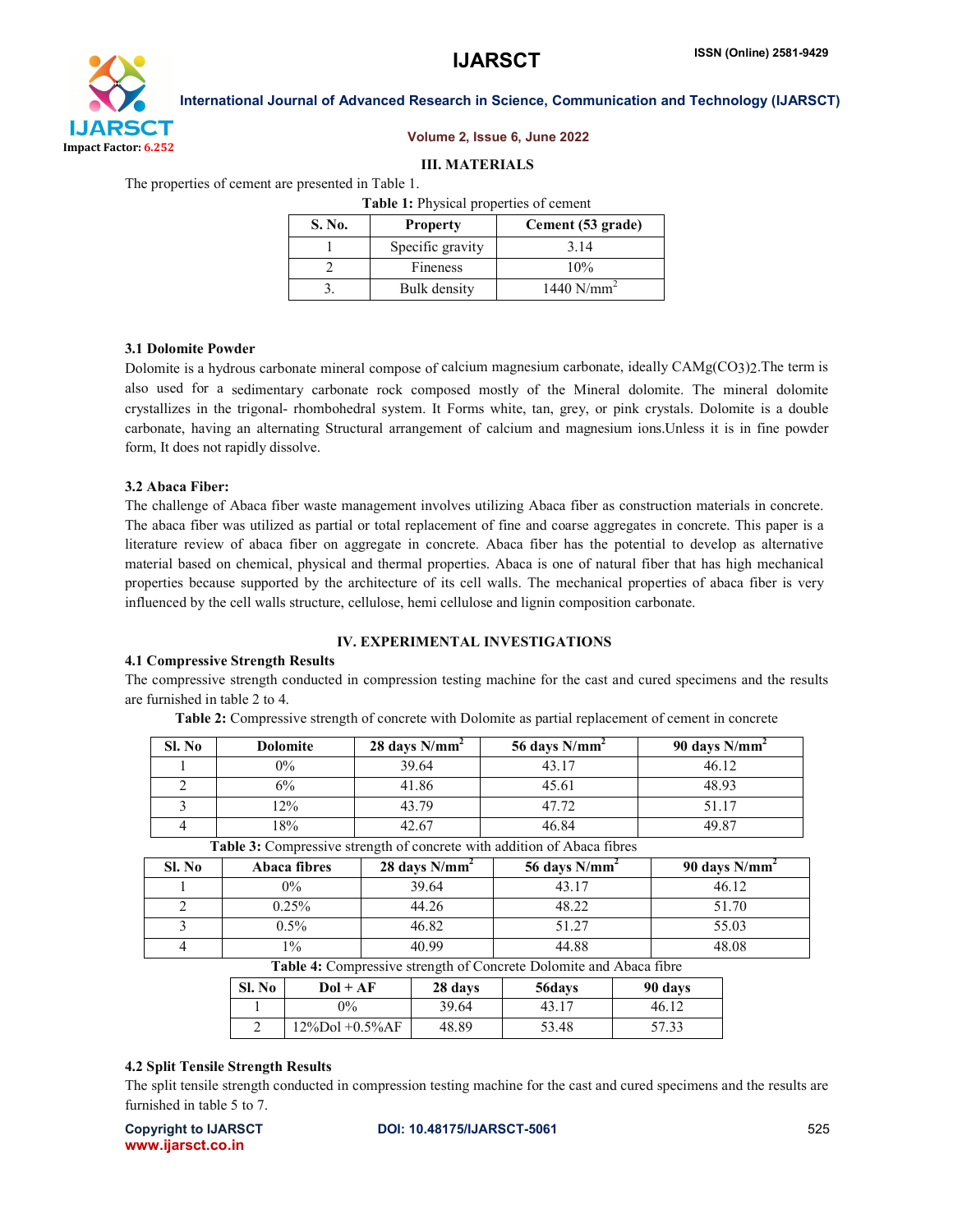## III. MATERIALS

The properties of cement are presented in Table 1.

**Table 1:** Physical properties of cement

| S. No. | Property | Cement (53 grade) |
|---|---|---|
| 1 | Specific gravity | 3.14 |
| 2 | Fineness | 10% |
| 3. | Bulk density | 1440 $N/mm^2$ |

### 3.1 Dolomite Powder

Dolomite is a hydrous carbonate mineral compose of calcium magnesium carbonate, ideally $CAMg(CO_3)_2$.The term is also used for a sedimentary carbonate rock composed mostly of the Mineral dolomite. The mineral dolomite crystallizes in the trigonal- rhombohedral system. It Forms white, tan, grey, or pink crystals. Dolomite is a double carbonate, having an alternating Structural arrangement of calcium and magnesium ions.Unless it is in fine powder form, It does not rapidly dissolve.

### 3.2 Abaca Fiber:

The challenge of Abaca fiber waste management involves utilizing Abaca fiber as construction materials in concrete. The abaca fiber was utilized as partial or total replacement of fine and coarse aggregates in concrete. This paper is a literature review of abaca fiber on aggregate in concrete. Abaca fiber has the potential to develop as alternative material based on chemical, physical and thermal properties. Abaca is one of natural fiber that has high mechanical properties because supported by the architecture of its cell walls. The mechanical properties of abaca fiber is very influenced by the cell walls structure, cellulose, hemi cellulose and lignin composition carbonate.

## IV. EXPERIMENTAL INVESTIGATIONS

### 4.1 Compressive Strength Results

The compressive strength conducted in compression testing machine for the cast and cured specimens and the results are furnished in table 2 to 4.

**Table 2:** Compressive strength of concrete with Dolomite as partial replacement of cement in concrete

| Sl. No | Dolomite | 28 days $N/mm^2$ | 56 days $N/mm^2$ | 90 days $N/mm^2$ |
|---|---|---|---|---|
| 1 | 0% | 39.64 | 43.17 | 46.12 |
| 2 | 6% | 41.86 | 45.61 | 48.93 |
| 3 | 12% | 43.79 | 47.72 | 51.17 |
| 4 | 18% | 42.67 | 46.84 | 49.87 |

**Table 3:** Compressive strength of concrete with addition of Abaca fibres

| Sl. No | Abaca fibres | 28 days $N/mm^2$ | 56 days $N/mm^2$ | 90 days $N/mm^2$ |
|---|---|---|---|---|
| 1 | 0% | 39.64 | 43.17 | 46.12 |
| 2 | 0.25% | 44.26 | 48.22 | 51.70 |
| 3 | 0.5% | 46.82 | 51.27 | 55.03 |
| 4 | 1% | 40.99 | 44.88 | 48.08 |

**Table 4:** Compressive strength of Concrete Dolomite and Abaca fibre

| Sl. No | Dol + AF | 28 days | 56days | 90 days |
|---|---|---|---|---|
| 1 | 0% | 39.64 | 43.17 | 46.12 |
| 2 | 12%Dol +0.5%AF | 48.89 | 53.48 | 57.33 |

### 4.2 Split Tensile Strength Results

The split tensile strength conducted in compression testing machine for the cast and cured specimens and the results are furnished in table 5 to 7.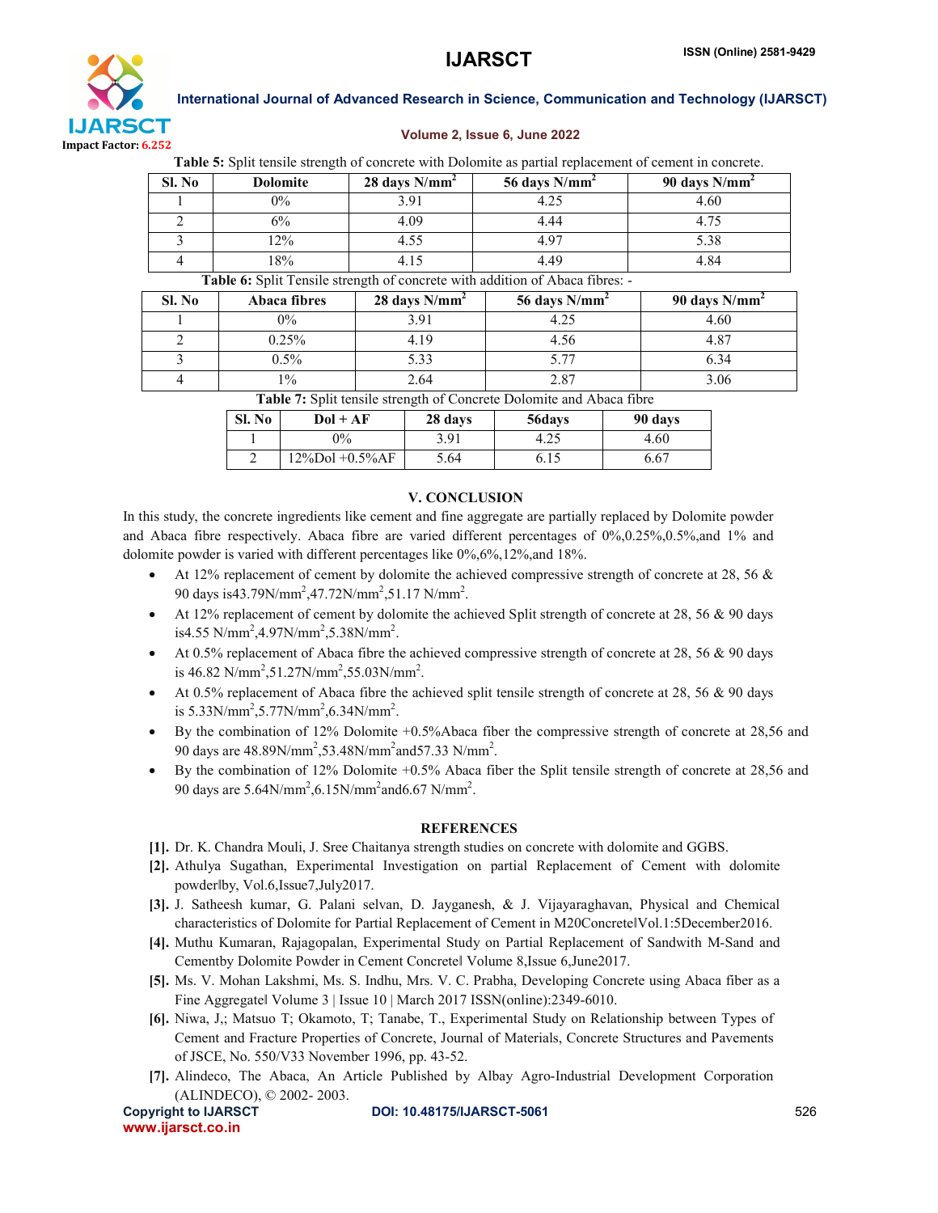**Table 5:** Split tensile strength of concrete with Dolomite as partial replacement of cement in concrete.

| Sl. No | Dolomite | 28 days N/mm$^2$ | 56 days N/mm$^2$ | 90 days N/mm$^2$ |
|---|---|---|---|---|
| 1 | 0% | 3.91 | 4.25 | 4.60 |
| 2 | 6% | 4.09 | 4.44 | 4.75 |
| 3 | 12% | 4.55 | 4.97 | 5.38 |
| 4 | 18% | 4.15 | 4.49 | 4.84 |

**Table 6:** Split Tensile strength of concrete with addition of Abaca fibres: -

| Sl. No | Abaca fibres | 28 days N/mm$^2$ | 56 days N/mm$^2$ | 90 days N/mm$^2$ |
|---|---|---|---|---|
| 1 | 0% | 3.91 | 4.25 | 4.60 |
| 2 | 0.25% | 4.19 | 4.56 | 4.87 |
| 3 | 0.5% | 5.33 | 5.77 | 6.34 |
| 4 | 1% | 2.64 | 2.87 | 3.06 |

**Table 7:** Split tensile strength of Concrete Dolomite and Abaca fibre

| Sl. No | Dol + AF | 28 days | 56days | 90 days |
|---|---|---|---|---|
| 1 | 0% | 3.91 | 4.25 | 4.60 |
| 2 | 12%Dol +0.5%AF | 5.64 | 6.15 | 6.67 |

## V. CONCLUSION

In this study, the concrete ingredients like cement and fine aggregate are partially replaced by Dolomite powder and Abaca fibre respectively. Abaca fibre are varied different percentages of 0%,0.25%,0.5%,and 1% and dolomite powder is varied with different percentages like 0%,6%,12%,and 18%.

- At 12% replacement of cement by dolomite the achieved compressive strength of concrete at 28, 56 & 90 days is43.79N/mm$^2$,47.72N/mm$^2$,51.17 N/mm$^2$.
- At 12% replacement of cement by dolomite the achieved Split strength of concrete at 28, 56 & 90 days is4.55 N/mm$^2$,4.97N/mm$^2$,5.38N/mm$^2$.
- At 0.5% replacement of Abaca fibre the achieved compressive strength of concrete at 28, 56 & 90 days is 46.82 N/mm$^2$,51.27N/mm$^2$,55.03N/mm$^2$.
- At 0.5% replacement of Abaca fibre the achieved split tensile strength of concrete at 28, 56 & 90 days is 5.33N/mm$^2$,5.77N/mm$^2$,6.34N/mm$^2$.
- By the combination of 12% Dolomite +0.5%Abaca fiber the compressive strength of concrete at 28,56 and 90 days are 48.89N/mm$^2$,53.48N/mm$^2$and57.33 N/mm$^2$.
- By the combination of 12% Dolomite +0.5% Abaca fiber the Split tensile strength of concrete at 28,56 and 90 days are 5.64N/mm$^2$,6.15N/mm$^2$and6.67 N/mm$^2$.

## REFERENCES

[1]. Dr. K. Chandra Mouli, J. Sree Chaitanya strength studies on concrete with dolomite and GGBS.

[2]. Athulya Sugathan, Experimental Investigation on partial Replacement of Cement with dolomite powder‖by, Vol.6,Issue7,July2017.

[3]. J. Satheesh kumar, G. Palani selvan, D. Jayganesh, & J. Vijayaraghavan, Physical and Chemical characteristics of Dolomite for Partial Replacement of Cement in M20Concrete‖Vol.1:5December2016.

[4]. Muthu Kumaran, Rajagopalan, Experimental Study on Partial Replacement of Sandwith M-Sand and Cementby Dolomite Powder in Cement Concrete‖ Volume 8,Issue 6,June2017.

[5]. Ms. V. Mohan Lakshmi, Ms. S. Indhu, Mrs. V. C. Prabha, Developing Concrete using Abaca fiber as a Fine Aggregate‖ Volume 3 | Issue 10 | March 2017 ISSN(online):2349-6010.

[6]. Niwa, J,; Matsuo T; Okamoto, T; Tanabe, T., Experimental Study on Relationship between Types of Cement and Fracture Properties of Concrete, Journal of Materials, Concrete Structures and Pavements of JSCE, No. 550/V33 November 1996, pp. 43-52.

[7]. Alindeco, The Abaca, An Article Published by Albay Agro-Industrial Development Corporation (ALINDECO), © 2002- 2003.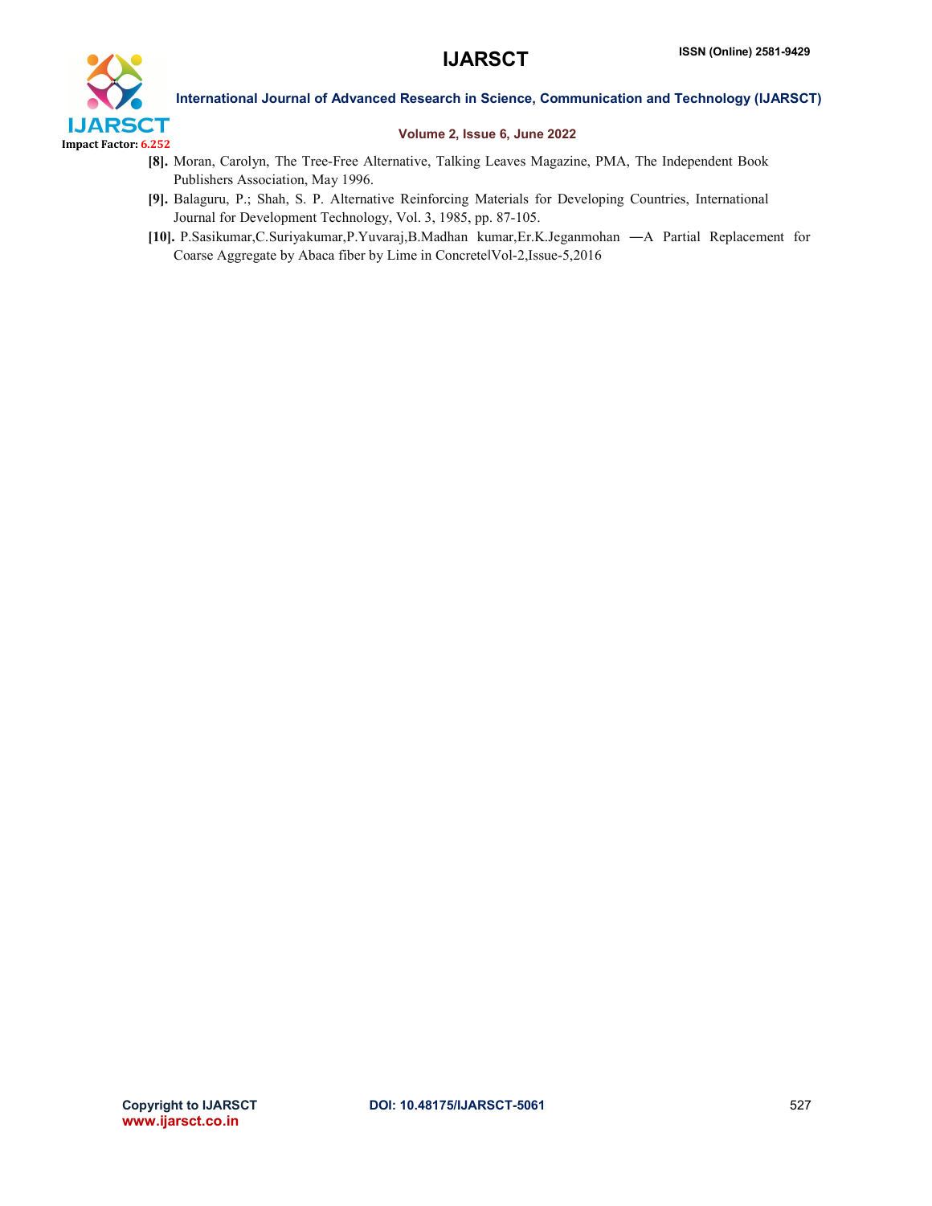**[8].** Moran, Carolyn, The Tree-Free Alternative, Talking Leaves Magazine, PMA, The Independent Book Publishers Association, May 1996.

**[9].** Balaguru, P.; Shah, S. P. Alternative Reinforcing Materials for Developing Countries, International Journal for Development Technology, Vol. 3, 1985, pp. 87-105.

**[10].** P.Sasikumar,C.Suriyakumar,P.Yuvaraj,B.Madhan kumar,Er.K.Jeganmohan ―A Partial Replacement for Coarse Aggregate by Abaca fiber by Lime in Concrete‖Vol-2,Issue-5,2016